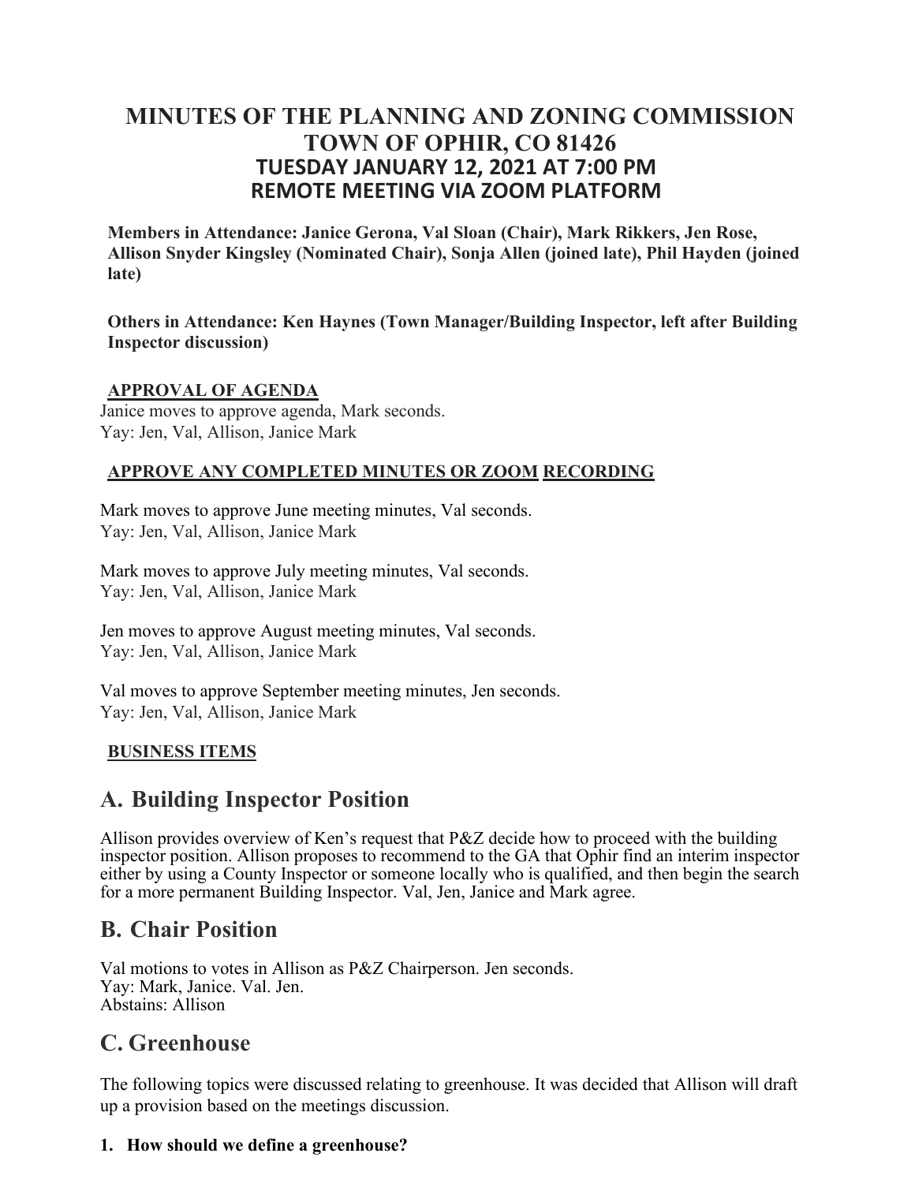# MINUTES OF THE PLANNING AND ZONING COMMISSION
# TOWN OF OPHIR, CO 81426
## TUESDAY JANUARY 12, 2021 AT 7:00 PM
## REMOTE MEETING VIA ZOOM PLATFORM

**Members in Attendance: Janice Gerona, Val Sloan (Chair), Mark Rikkers, Jen Rose, Allison Snyder Kingsley (Nominated Chair), Sonja Allen (joined late), Phil Hayden (joined late)**

**Others in Attendance: Ken Haynes (Town Manager/Building Inspector, left after Building Inspector discussion)**

**APPROVAL OF AGENDA**

Janice moves to approve agenda, Mark seconds.
Yay: Jen, Val, Allison, Janice Mark

**APPROVE ANY COMPLETED MINUTES OR ZOOM RECORDING**

Mark moves to approve June meeting minutes, Val seconds.
Yay: Jen, Val, Allison, Janice Mark

Mark moves to approve July meeting minutes, Val seconds.
Yay: Jen, Val, Allison, Janice Mark

Jen moves to approve August meeting minutes, Val seconds.
Yay: Jen, Val, Allison, Janice Mark

Val moves to approve September meeting minutes, Jen seconds.
Yay: Jen, Val, Allison, Janice Mark

**BUSINESS ITEMS**

## A. Building Inspector Position

Allison provides overview of Ken's request that P&Z decide how to proceed with the building inspector position. Allison proposes to recommend to the GA that Ophir find an interim inspector either by using a County Inspector or someone locally who is qualified, and then begin the search for a more permanent Building Inspector. Val, Jen, Janice and Mark agree.

## B. Chair Position

Val motions to votes in Allison as P&Z Chairperson. Jen seconds.
Yay: Mark, Janice. Val. Jen.
Abstains: Allison

## C. Greenhouse

The following topics were discussed relating to greenhouse. It was decided that Allison will draft up a provision based on the meetings discussion.

**1. How should we define a greenhouse?**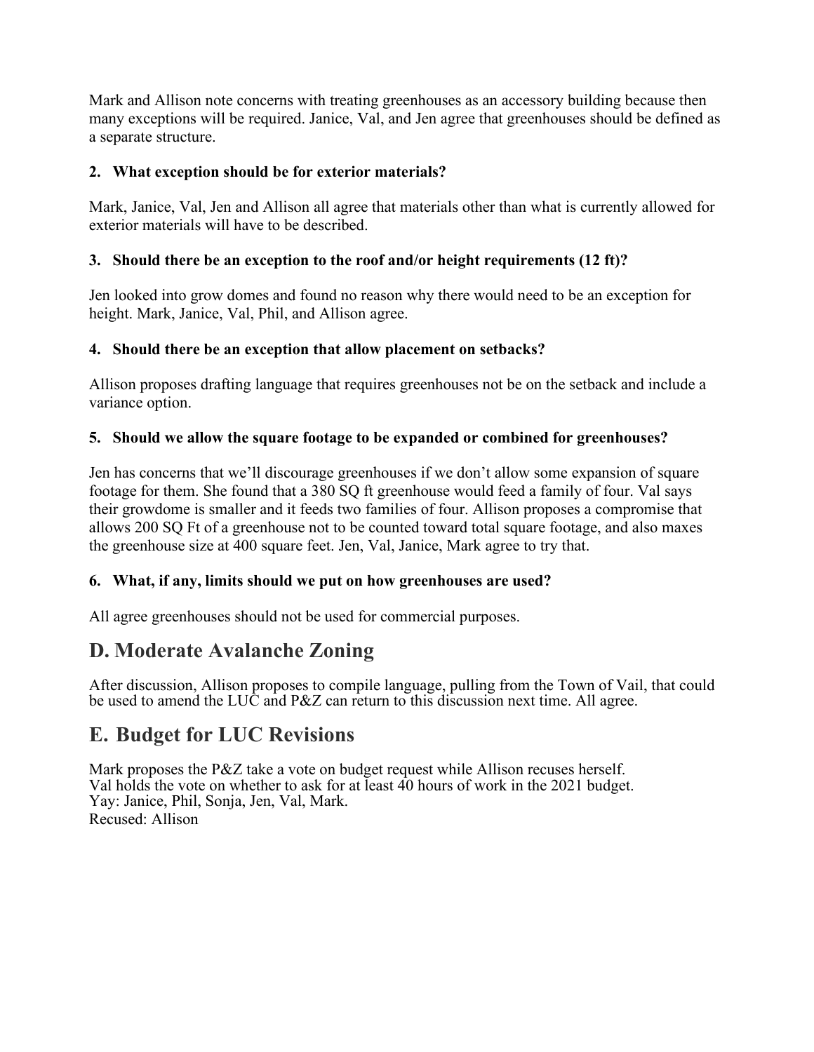Mark and Allison note concerns with treating greenhouses as an accessory building because then many exceptions will be required. Janice, Val, and Jen agree that greenhouses should be defined as a separate structure.

**2. What exception should be for exterior materials?**

Mark, Janice, Val, Jen and Allison all agree that materials other than what is currently allowed for exterior materials will have to be described.

**3. Should there be an exception to the roof and/or height requirements (12 ft)?**

Jen looked into grow domes and found no reason why there would need to be an exception for height. Mark, Janice, Val, Phil, and Allison agree.

**4. Should there be an exception that allow placement on setbacks?**

Allison proposes drafting language that requires greenhouses not be on the setback and include a variance option.

**5. Should we allow the square footage to be expanded or combined for greenhouses?**

Jen has concerns that we'll discourage greenhouses if we don't allow some expansion of square footage for them. She found that a 380 SQ ft greenhouse would feed a family of four. Val says their growdome is smaller and it feeds two families of four. Allison proposes a compromise that allows 200 SQ Ft of a greenhouse not to be counted toward total square footage, and also maxes the greenhouse size at 400 square feet. Jen, Val, Janice, Mark agree to try that.

**6. What, if any, limits should we put on how greenhouses are used?**

All agree greenhouses should not be used for commercial purposes.

## D. Moderate Avalanche Zoning

After discussion, Allison proposes to compile language, pulling from the Town of Vail, that could be used to amend the LUC and P&Z can return to this discussion next time. All agree.

## E. Budget for LUC Revisions

Mark proposes the P&Z take a vote on budget request while Allison recuses herself.
Val holds the vote on whether to ask for at least 40 hours of work in the 2021 budget.
Yay: Janice, Phil, Sonja, Jen, Val, Mark.
Recused: Allison